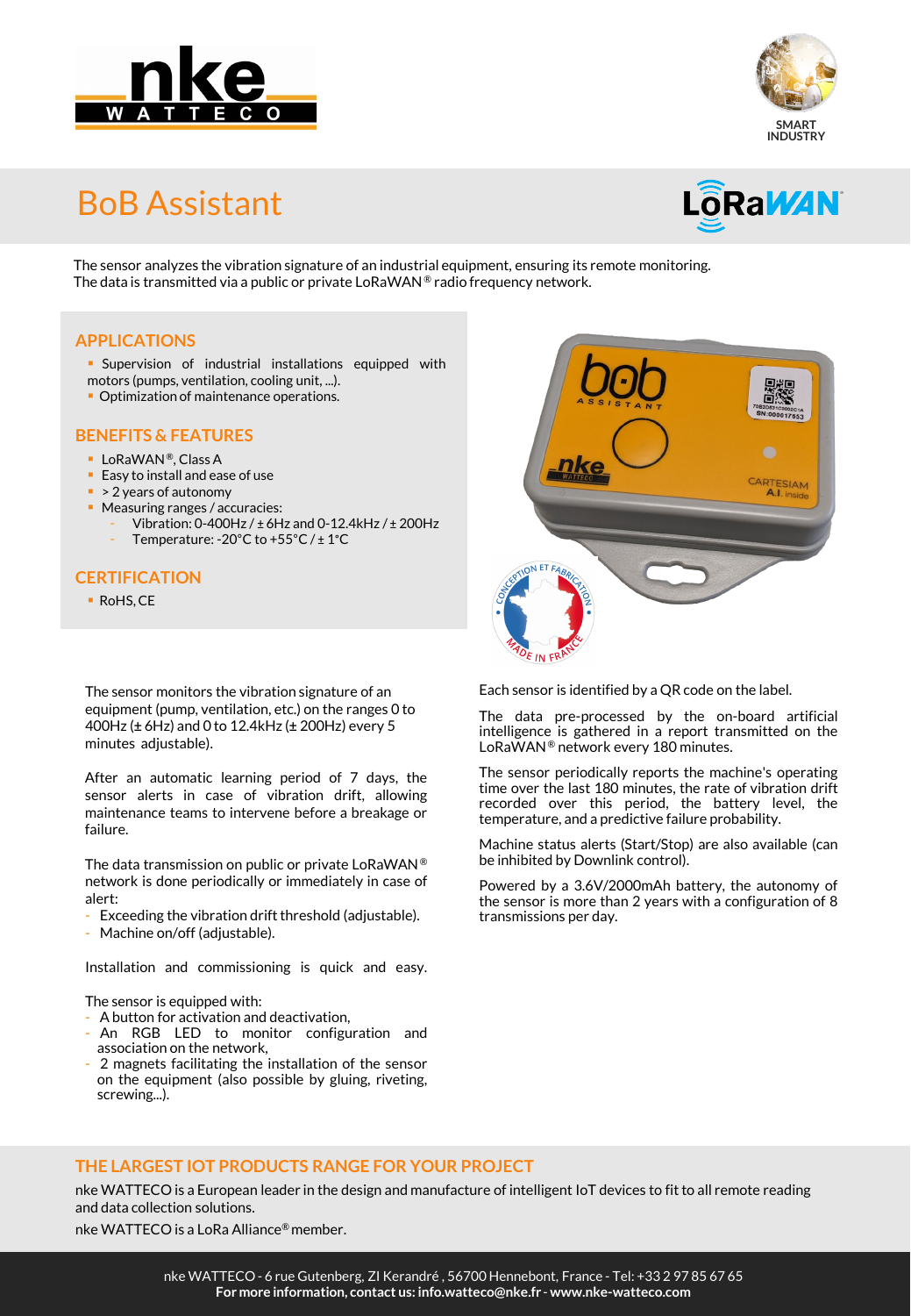# BoB Assistant

The sensor analyzes the vibration signature of an industrial equipment, ensuring its remote monitoring.
The data is transmitted via a public or private LoRaWAN® radio frequency network.

## APPLICATIONS

- Supervision of industrial installations equipped with motors (pumps, ventilation, cooling unit, ...).
- Optimization of maintenance operations.

## BENEFITS & FEATURES

- LoRaWAN®, Class A
- Easy to install and ease of use
- > 2 years of autonomy
- Measuring ranges / accuracies:
  - Vibration: 0-400Hz / ± 6Hz and 0-12.4kHz / ± 200Hz
  - Temperature: -20°C to +55°C / ± 1°C

## CERTIFICATION

- RoHS, CE

The sensor monitors the vibration signature of an equipment (pump, ventilation, etc.) on the ranges 0 to 400Hz (± 6Hz) and 0 to 12.4kHz (± 200Hz) every 5 minutes adjustable).

After an automatic learning period of 7 days, the sensor alerts in case of vibration drift, allowing maintenance teams to intervene before a breakage or failure.

The data transmission on public or private LoRaWAN® network is done periodically or immediately in case of alert:

- Exceeding the vibration drift threshold (adjustable).
- Machine on/off (adjustable).

Installation and commissioning is quick and easy.

The sensor is equipped with:

- A button for activation and deactivation,
- An RGB LED to monitor configuration and association on the network,
- 2 magnets facilitating the installation of the sensor on the equipment (also possible by gluing, riveting, screwing...).

Each sensor is identified by a QR code on the label.

The data pre-processed by the on-board artificial intelligence is gathered in a report transmitted on the LoRaWAN® network every 180 minutes.

The sensor periodically reports the machine's operating time over the last 180 minutes, the rate of vibration drift recorded over this period, the battery level, the temperature, and a predictive failure probability.

Machine status alerts (Start/Stop) are also available (can be inhibited by Downlink control).

Powered by a 3.6V/2000mAh battery, the autonomy of the sensor is more than 2 years with a configuration of 8 transmissions per day.

## THE LARGEST IOT PRODUCTS RANGE FOR YOUR PROJECT

nke WATTECO is a European leader in the design and manufacture of intelligent IoT devices to fit to all remote reading and data collection solutions.

nke WATTECO is a LoRa Alliance® member.

nke WATTECO - 6 rue Gutenberg, ZI Kerandré , 56700 Hennebont, France - Tel: +33 2 97 85 67 65
**For more information, contact us: info.watteco@nke.fr - www.nke-watteco.com**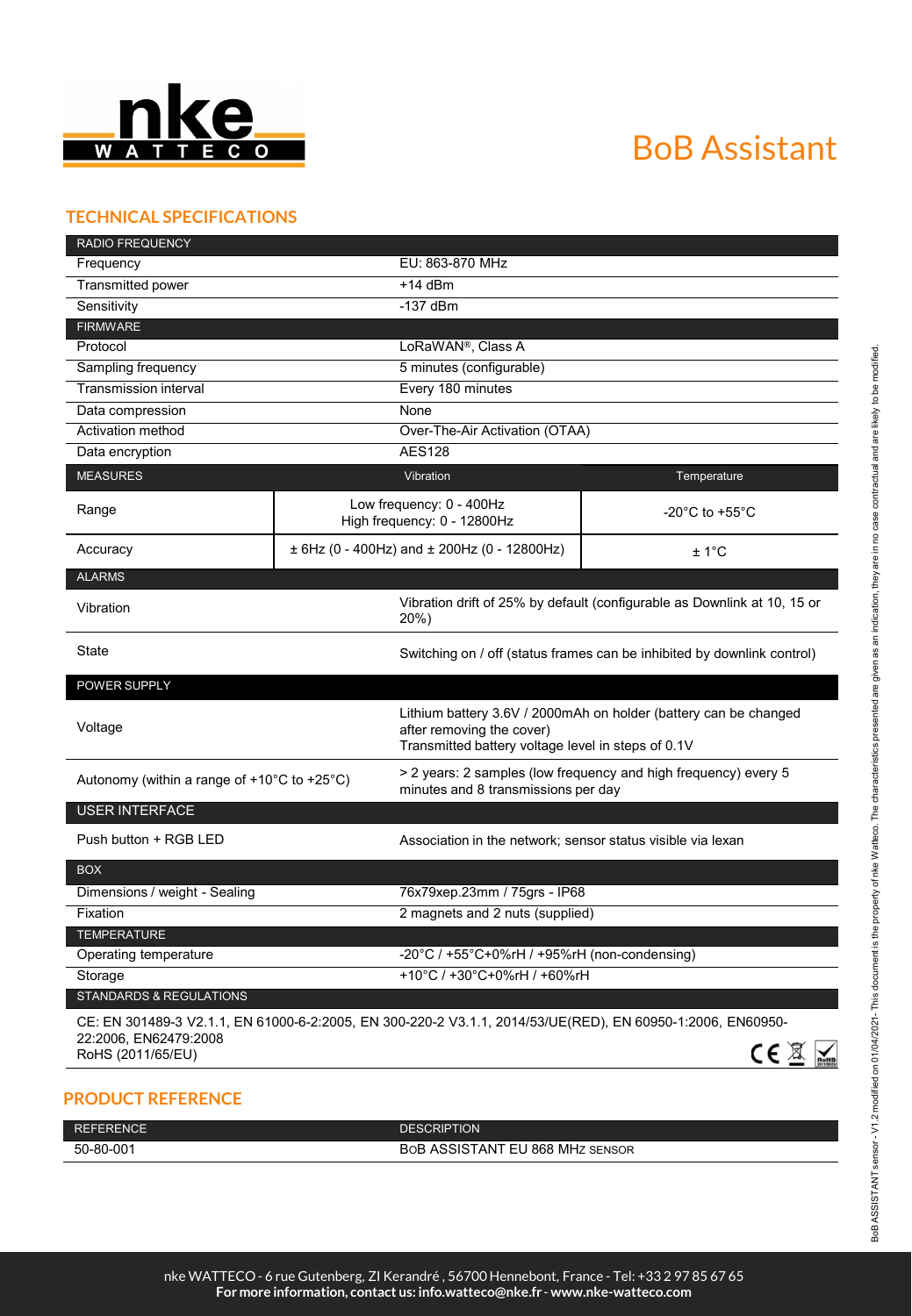# BoB Assistant

## TECHNICAL SPECIFICATIONS

| RADIO FREQUENCY | | |
|---|---|---|
| Frequency | EU: 863-870 MHz | |
| Transmitted power | +14 dBm | |
| Sensitivity | -137 dBm | |
| **FIRMWARE** | | |
| Protocol | LoRaWAN®, Class A | |
| Sampling frequency | 5 minutes (configurable) | |
| Transmission interval | Every 180 minutes | |
| Data compression | None | |
| Activation method | Over-The-Air Activation (OTAA) | |
| Data encryption | AES128 | |
| **MEASURES** | **Vibration** | **Temperature** |
| Range | Low frequency: 0 - 400Hz<br>High frequency: 0 - 12800Hz | -20°C to +55°C |
| Accuracy | ± 6Hz (0 - 400Hz) and ± 200Hz (0 - 12800Hz) | ± 1°C |
| **ALARMS** | | |
| Vibration | Vibration drift of 25% by default (configurable as Downlink at 10, 15 or 20%) | |
| State | Switching on / off (status frames can be inhibited by downlink control) | |
| **POWER SUPPLY** | | |
| Voltage | Lithium battery 3.6V / 2000mAh on holder (battery can be changed after removing the cover)<br>Transmitted battery voltage level in steps of 0.1V | |
| Autonomy (within a range of +10°C to +25°C) | > 2 years: 2 samples (low frequency and high frequency) every 5 minutes and 8 transmissions per day | |
| **USER INTERFACE** | | |
| Push button + RGB LED | Association in the network; sensor status visible via lexan | |
| **BOX** | | |
| Dimensions / weight - Sealing | 76x79xep.23mm / 75grs - IP68 | |
| Fixation | 2 magnets and 2 nuts (supplied) | |
| **TEMPERATURE** | | |
| Operating temperature | -20°C / +55°C+0%rH / +95%rH (non-condensing) | |
| Storage | +10°C / +30°C+0%rH / +60%rH | |
| **STANDARDS & REGULATIONS** | | |

CE: EN 301489-3 V2.1.1, EN 61000-6-2:2005, EN 300-220-2 V3.1.1, 2014/53/UE(RED), EN 60950-1:2006, EN60950-22:2006, EN62479:2008
RoHS (2011/65/EU)

## PRODUCT REFERENCE

| REFERENCE | DESCRIPTION |
|---|---|
| 50-80-001 | BOB ASSISTANT EU 868 MHZ SENSOR |

BoB ASSISTANT sensor - V1.2 modified on 01/04/2021 - This document is the property of nke Watteco. The characteristics presented are given as an indication, they are in no case contractual and are likely to be modified.

nke WATTECO - 6 rue Gutenberg, ZI Kerandré , 56700 Hennebont, France - Tel: +33 2 97 85 67 65
**For more information, contact us: info.watteco@nke.fr - www.nke-watteco.com**